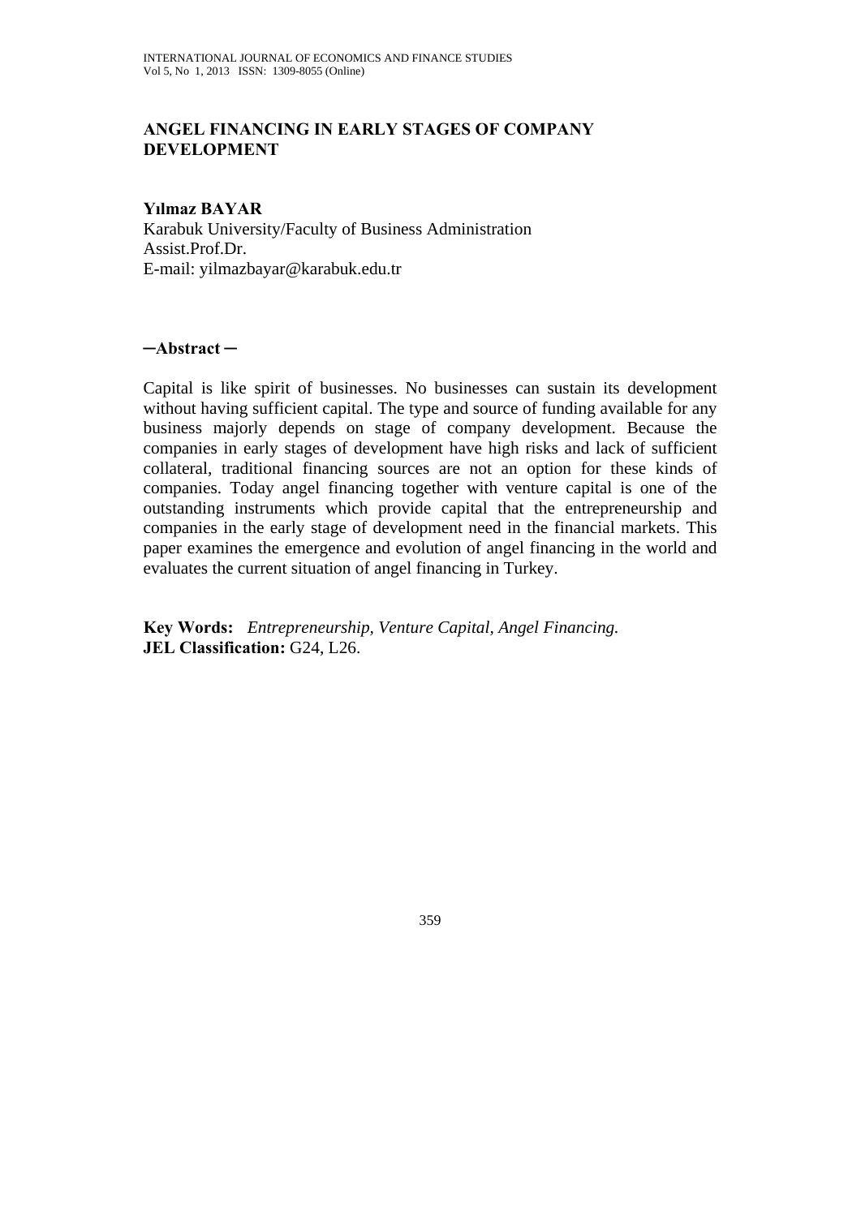# ANGEL FINANCING IN EARLY STAGES OF COMPANY DEVELOPMENT

**Yılmaz BAYAR**
Karabuk University/Faculty of Business Administration
Assist.Prof.Dr.
E-mail: yilmazbayar@karabuk.edu.tr

## ─Abstract ─

Capital is like spirit of businesses. No businesses can sustain its development without having sufficient capital. The type and source of funding available for any business majorly depends on stage of company development. Because the companies in early stages of development have high risks and lack of sufficient collateral, traditional financing sources are not an option for these kinds of companies. Today angel financing together with venture capital is one of the outstanding instruments which provide capital that the entrepreneurship and companies in the early stage of development need in the financial markets. This paper examines the emergence and evolution of angel financing in the world and evaluates the current situation of angel financing in Turkey.

**Key Words:** *Entrepreneurship, Venture Capital, Angel Financing.*
**JEL Classification:** G24, L26.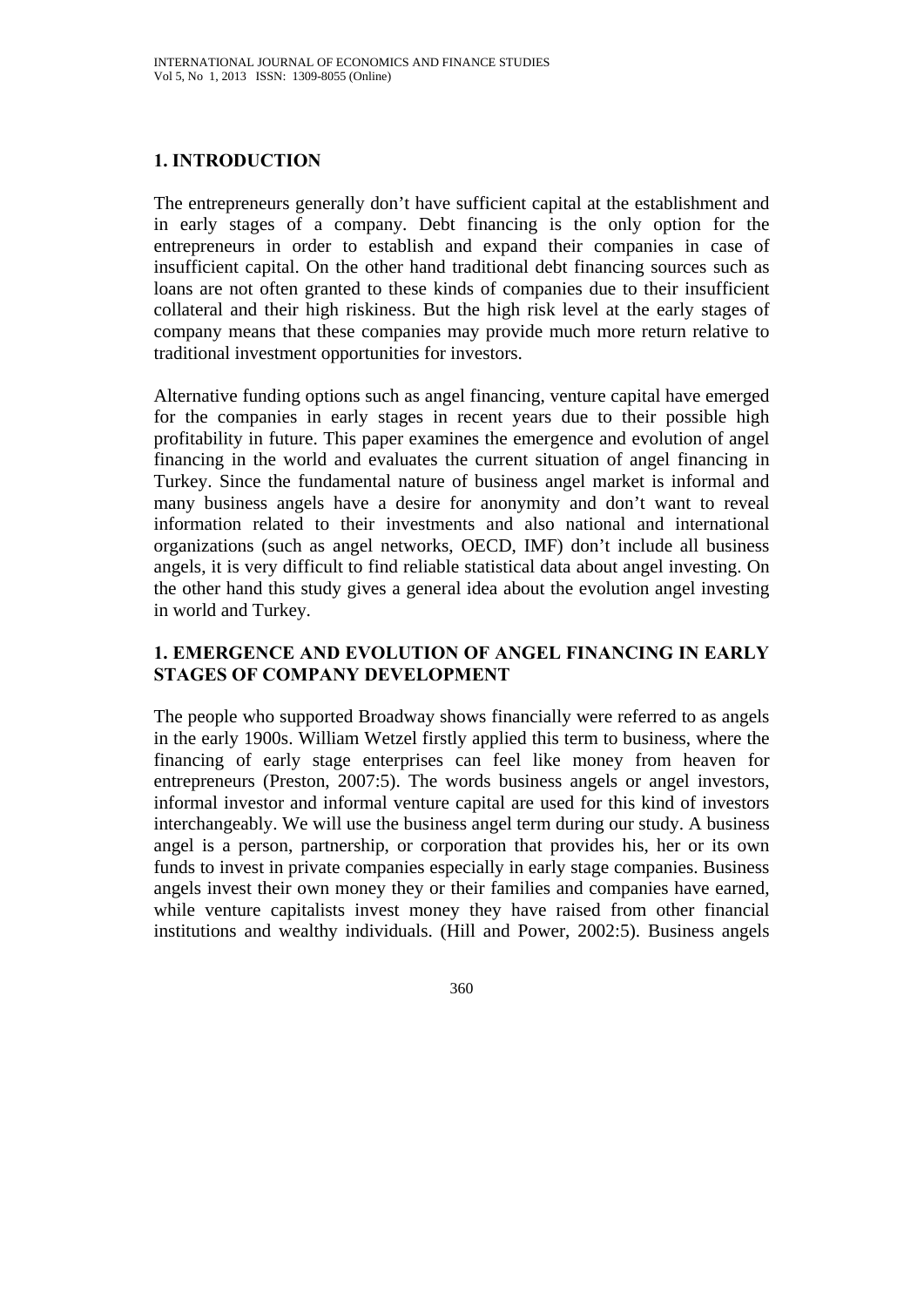## 1. INTRODUCTION

The entrepreneurs generally don't have sufficient capital at the establishment and in early stages of a company. Debt financing is the only option for the entrepreneurs in order to establish and expand their companies in case of insufficient capital. On the other hand traditional debt financing sources such as loans are not often granted to these kinds of companies due to their insufficient collateral and their high riskiness. But the high risk level at the early stages of company means that these companies may provide much more return relative to traditional investment opportunities for investors.

Alternative funding options such as angel financing, venture capital have emerged for the companies in early stages in recent years due to their possible high profitability in future. This paper examines the emergence and evolution of angel financing in the world and evaluates the current situation of angel financing in Turkey. Since the fundamental nature of business angel market is informal and many business angels have a desire for anonymity and don't want to reveal information related to their investments and also national and international organizations (such as angel networks, OECD, IMF) don't include all business angels, it is very difficult to find reliable statistical data about angel investing. On the other hand this study gives a general idea about the evolution angel investing in world and Turkey.

## 1. EMERGENCE AND EVOLUTION OF ANGEL FINANCING IN EARLY STAGES OF COMPANY DEVELOPMENT

The people who supported Broadway shows financially were referred to as angels in the early 1900s. William Wetzel firstly applied this term to business, where the financing of early stage enterprises can feel like money from heaven for entrepreneurs (Preston, 2007:5). The words business angels or angel investors, informal investor and informal venture capital are used for this kind of investors interchangeably. We will use the business angel term during our study. A business angel is a person, partnership, or corporation that provides his, her or its own funds to invest in private companies especially in early stage companies. Business angels invest their own money they or their families and companies have earned, while venture capitalists invest money they have raised from other financial institutions and wealthy individuals. (Hill and Power, 2002:5). Business angels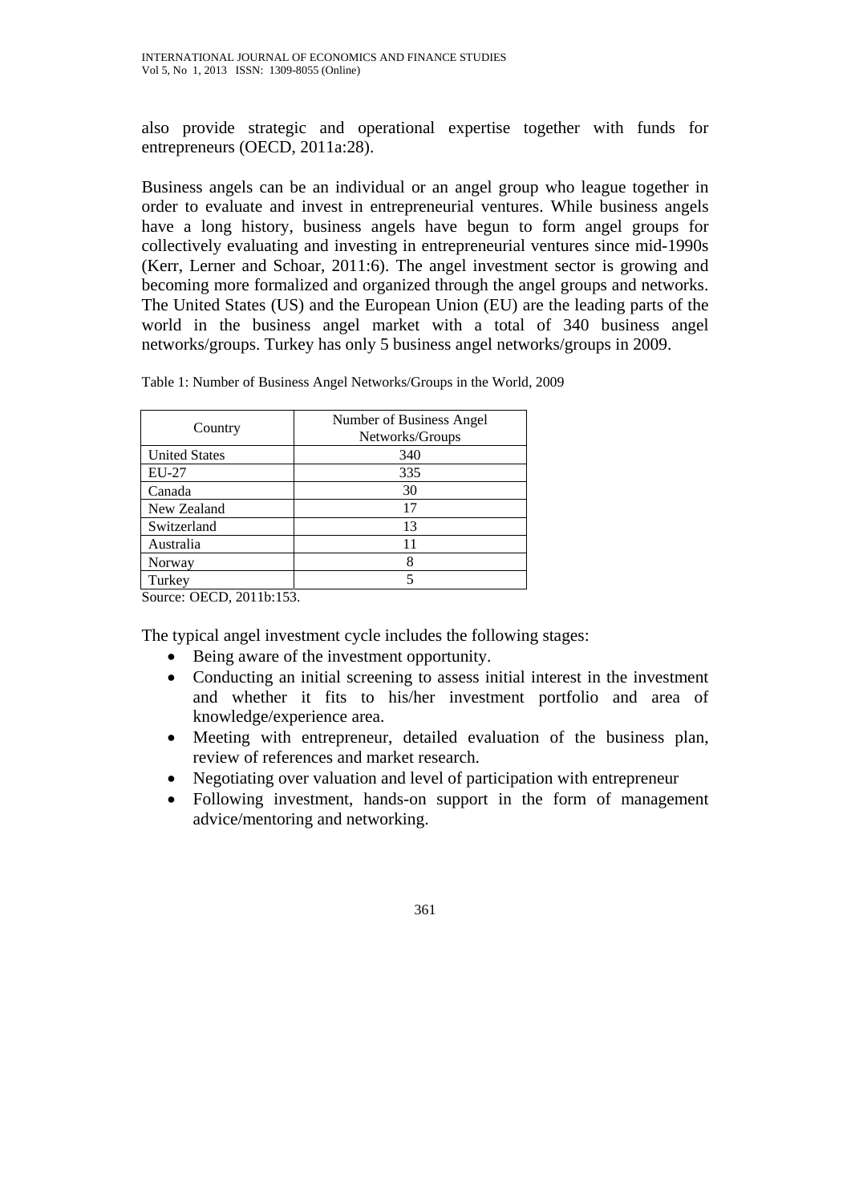also provide strategic and operational expertise together with funds for entrepreneurs (OECD, 2011a:28).

Business angels can be an individual or an angel group who league together in order to evaluate and invest in entrepreneurial ventures. While business angels have a long history, business angels have begun to form angel groups for collectively evaluating and investing in entrepreneurial ventures since mid-1990s (Kerr, Lerner and Schoar, 2011:6). The angel investment sector is growing and becoming more formalized and organized through the angel groups and networks. The United States (US) and the European Union (EU) are the leading parts of the world in the business angel market with a total of 340 business angel networks/groups. Turkey has only 5 business angel networks/groups in 2009.

Table 1: Number of Business Angel Networks/Groups in the World, 2009

| Country | Number of Business Angel Networks/Groups |
|---|---|
| United States | 340 |
| EU-27 | 335 |
| Canada | 30 |
| New Zealand | 17 |
| Switzerland | 13 |
| Australia | 11 |
| Norway | 8 |
| Turkey | 5 |

Source: OECD, 2011b:153.

The typical angel investment cycle includes the following stages:

- Being aware of the investment opportunity.
- Conducting an initial screening to assess initial interest in the investment and whether it fits to his/her investment portfolio and area of knowledge/experience area.
- Meeting with entrepreneur, detailed evaluation of the business plan, review of references and market research.
- Negotiating over valuation and level of participation with entrepreneur
- Following investment, hands-on support in the form of management advice/mentoring and networking.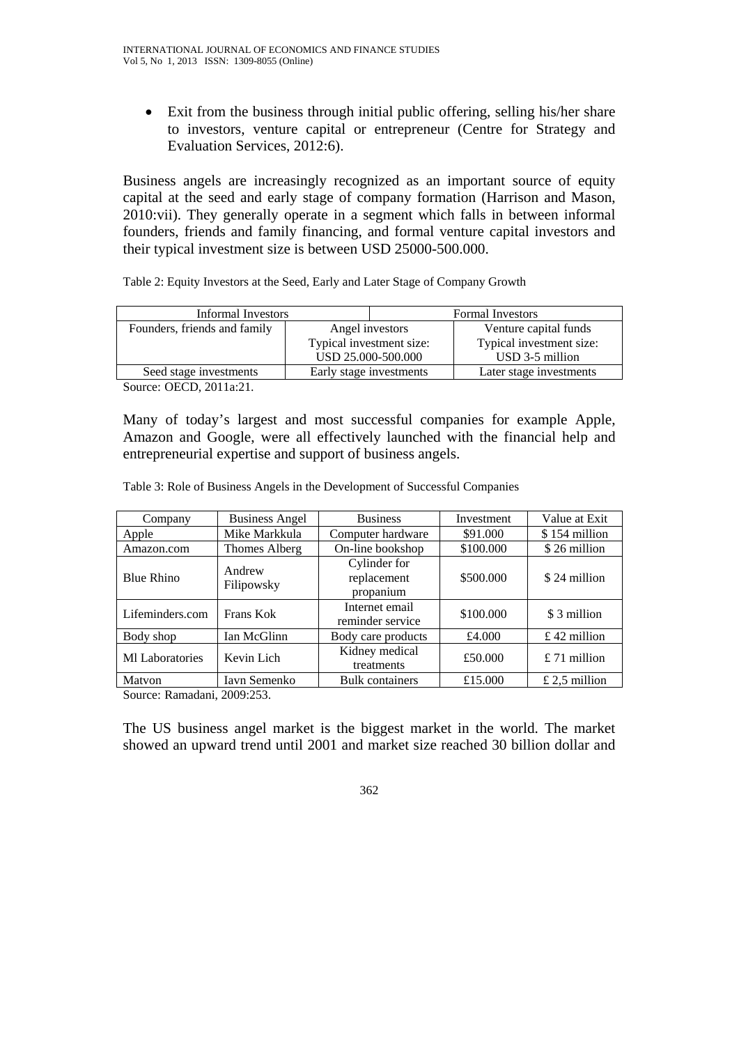- Exit from the business through initial public offering, selling his/her share to investors, venture capital or entrepreneur (Centre for Strategy and Evaluation Services, 2012:6).

Business angels are increasingly recognized as an important source of equity capital at the seed and early stage of company formation (Harrison and Mason, 2010:vii). They generally operate in a segment which falls in between informal founders, friends and family financing, and formal venture capital investors and their typical investment size is between USD 25000-500.000.

Table 2: Equity Investors at the Seed, Early and Later Stage of Company Growth

| Informal Investors | | Formal Investors |
|---|---|---|
| Founders, friends and family | Angel investors<br>Typical investment size:<br>USD 25.000-500.000 | Venture capital funds<br>Typical investment size:<br>USD 3-5 million |
| Seed stage investments | Early stage investments | Later stage investments |

Source: OECD, 2011a:21.

Many of today's largest and most successful companies for example Apple, Amazon and Google, were all effectively launched with the financial help and entrepreneurial expertise and support of business angels.

Table 3: Role of Business Angels in the Development of Successful Companies

| Company | Business Angel | Business | Investment | Value at Exit |
|---|---|---|---|---|
| Apple | Mike Markkula | Computer hardware | $91.000 | $ 154 million |
| Amazon.com | Thomes Alberg | On-line bookshop | $100.000 | $ 26 million |
| Blue Rhino | Andrew Filipowsky | Cylinder for replacement propanium | $500.000 | $ 24 million |
| Lifeminders.com | Frans Kok | Internet email reminder service | $100.000 | $ 3 million |
| Body shop | Ian McGlinn | Body care products | £4.000 | £ 42 million |
| Ml Laboratories | Kevin Lich | Kidney medical treatments | £50.000 | £ 71 million |
| Matvon | Iavn Semenko | Bulk containers | £15.000 | £ 2,5 million |

Source: Ramadani, 2009:253.

The US business angel market is the biggest market in the world. The market showed an upward trend until 2001 and market size reached 30 billion dollar and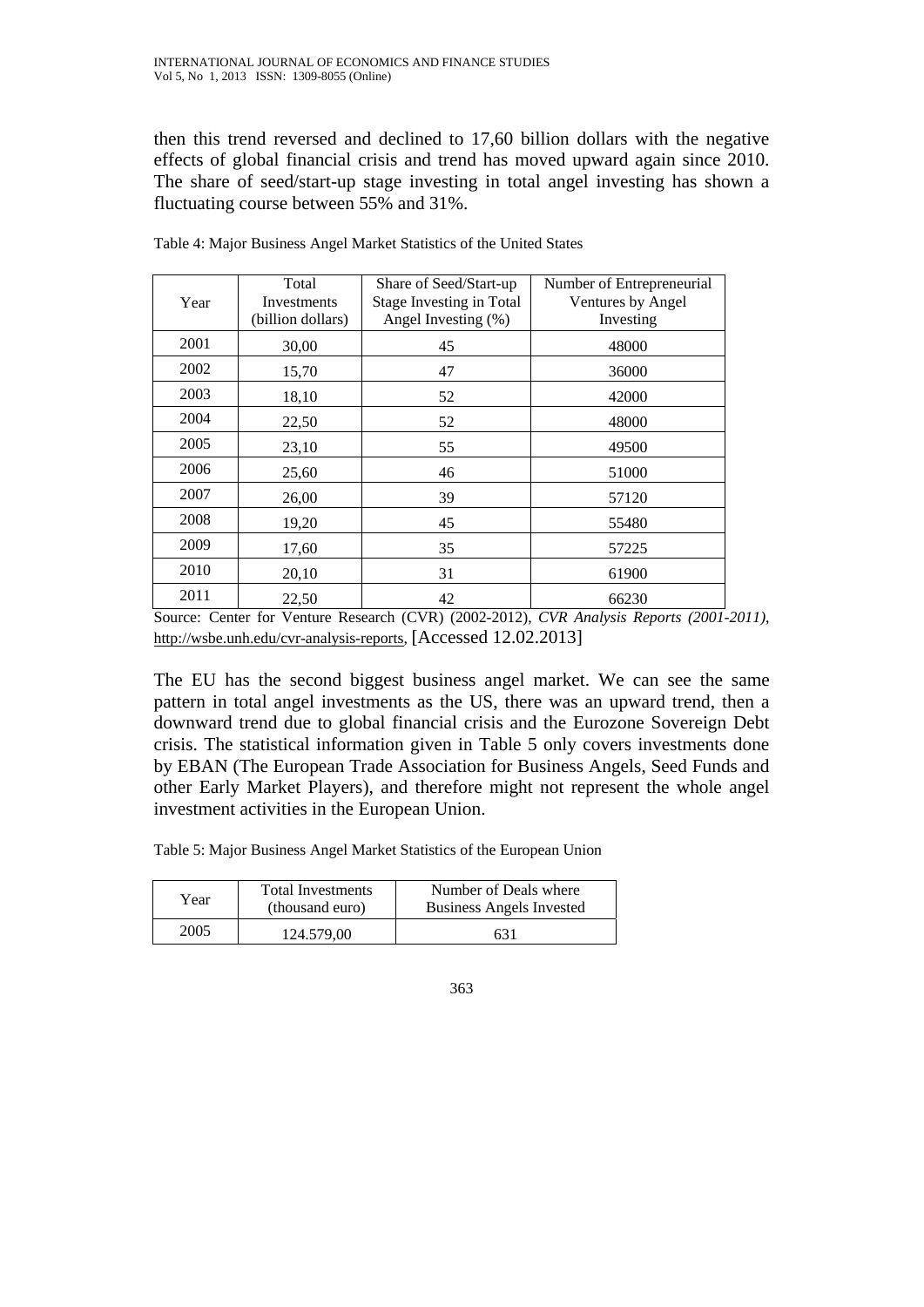then this trend reversed and declined to 17,60 billion dollars with the negative effects of global financial crisis and trend has moved upward again since 2010. The share of seed/start-up stage investing in total angel investing has shown a fluctuating course between 55% and 31%.

Table 4: Major Business Angel Market Statistics of the United States

| Year | Total Investments (billion dollars) | Share of Seed/Start-up Stage Investing in Total Angel Investing (%) | Number of Entrepreneurial Ventures by Angel Investing |
|---|---|---|---|
| 2001 | 30,00 | 45 | 48000 |
| 2002 | 15,70 | 47 | 36000 |
| 2003 | 18,10 | 52 | 42000 |
| 2004 | 22,50 | 52 | 48000 |
| 2005 | 23,10 | 55 | 49500 |
| 2006 | 25,60 | 46 | 51000 |
| 2007 | 26,00 | 39 | 57120 |
| 2008 | 19,20 | 45 | 55480 |
| 2009 | 17,60 | 35 | 57225 |
| 2010 | 20,10 | 31 | 61900 |
| 2011 | 22,50 | 42 | 66230 |

Source: Center for Venture Research (CVR) (2002-2012), *CVR Analysis Reports (2001-2011)*, http://wsbe.unh.edu/cvr-analysis-reports, [Accessed 12.02.2013]

The EU has the second biggest business angel market. We can see the same pattern in total angel investments as the US, there was an upward trend, then a downward trend due to global financial crisis and the Eurozone Sovereign Debt crisis. The statistical information given in Table 5 only covers investments done by EBAN (The European Trade Association for Business Angels, Seed Funds and other Early Market Players), and therefore might not represent the whole angel investment activities in the European Union.

Table 5: Major Business Angel Market Statistics of the European Union

| Year | Total Investments (thousand euro) | Number of Deals where Business Angels Invested |
|---|---|---|
| 2005 | 124.579,00 | 631 |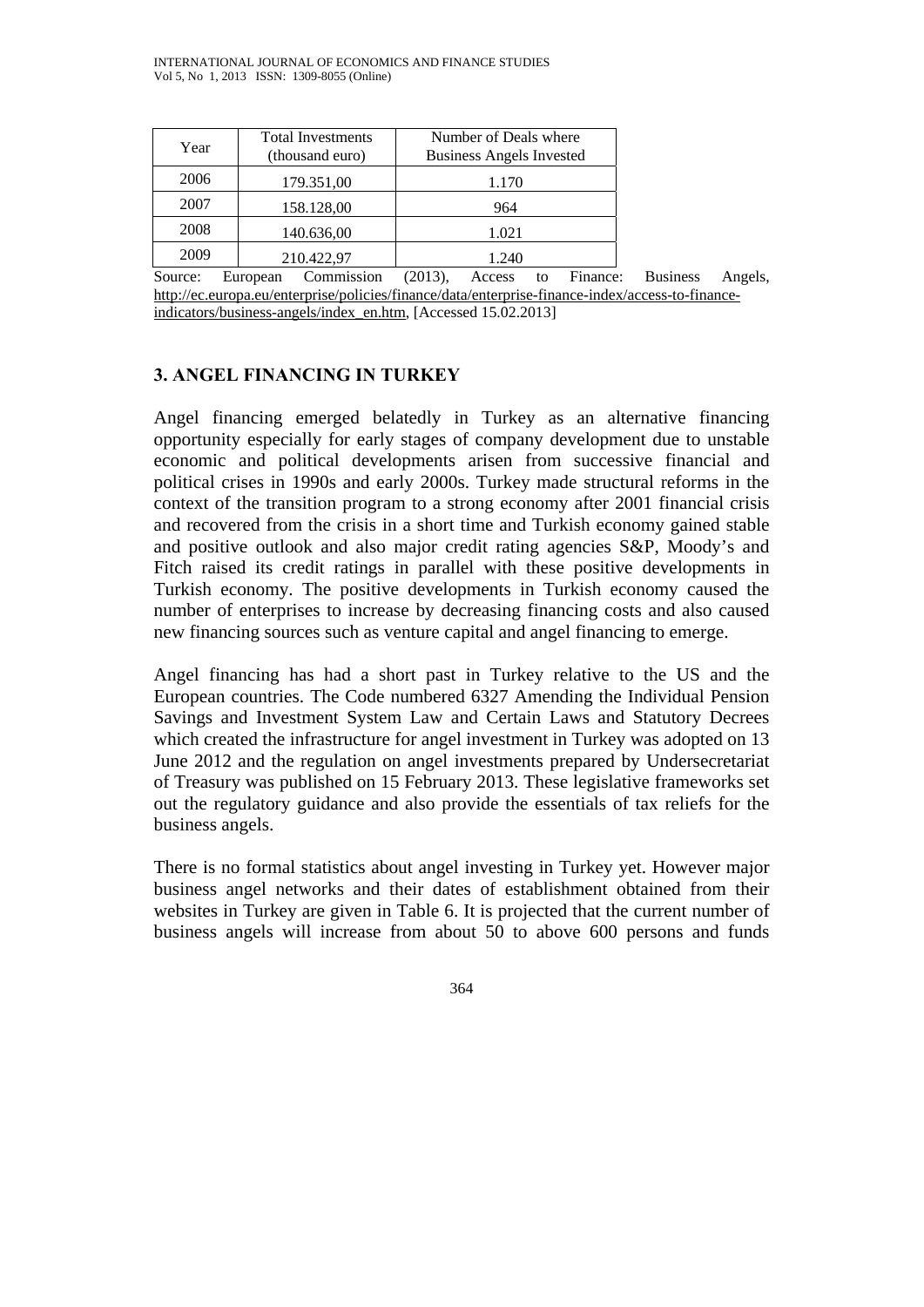| Year | Total Investments (thousand euro) | Number of Deals where Business Angels Invested |
|---|---|---|
| 2006 | 179.351,00 | 1.170 |
| 2007 | 158.128,00 | 964 |
| 2008 | 140.636,00 | 1.021 |
| 2009 | 210.422,97 | 1.240 |

Source: European Commission (2013), Access to Finance: Business Angels, http://ec.europa.eu/enterprise/policies/finance/data/enterprise-finance-index/access-to-finance-indicators/business-angels/index_en.htm, [Accessed 15.02.2013]

## 3. ANGEL FINANCING IN TURKEY

Angel financing emerged belatedly in Turkey as an alternative financing opportunity especially for early stages of company development due to unstable economic and political developments arisen from successive financial and political crises in 1990s and early 2000s. Turkey made structural reforms in the context of the transition program to a strong economy after 2001 financial crisis and recovered from the crisis in a short time and Turkish economy gained stable and positive outlook and also major credit rating agencies S&P, Moody's and Fitch raised its credit ratings in parallel with these positive developments in Turkish economy. The positive developments in Turkish economy caused the number of enterprises to increase by decreasing financing costs and also caused new financing sources such as venture capital and angel financing to emerge.

Angel financing has had a short past in Turkey relative to the US and the European countries. The Code numbered 6327 Amending the Individual Pension Savings and Investment System Law and Certain Laws and Statutory Decrees which created the infrastructure for angel investment in Turkey was adopted on 13 June 2012 and the regulation on angel investments prepared by Undersecretariat of Treasury was published on 15 February 2013. These legislative frameworks set out the regulatory guidance and also provide the essentials of tax reliefs for the business angels.

There is no formal statistics about angel investing in Turkey yet. However major business angel networks and their dates of establishment obtained from their websites in Turkey are given in Table 6. It is projected that the current number of business angels will increase from about 50 to above 600 persons and funds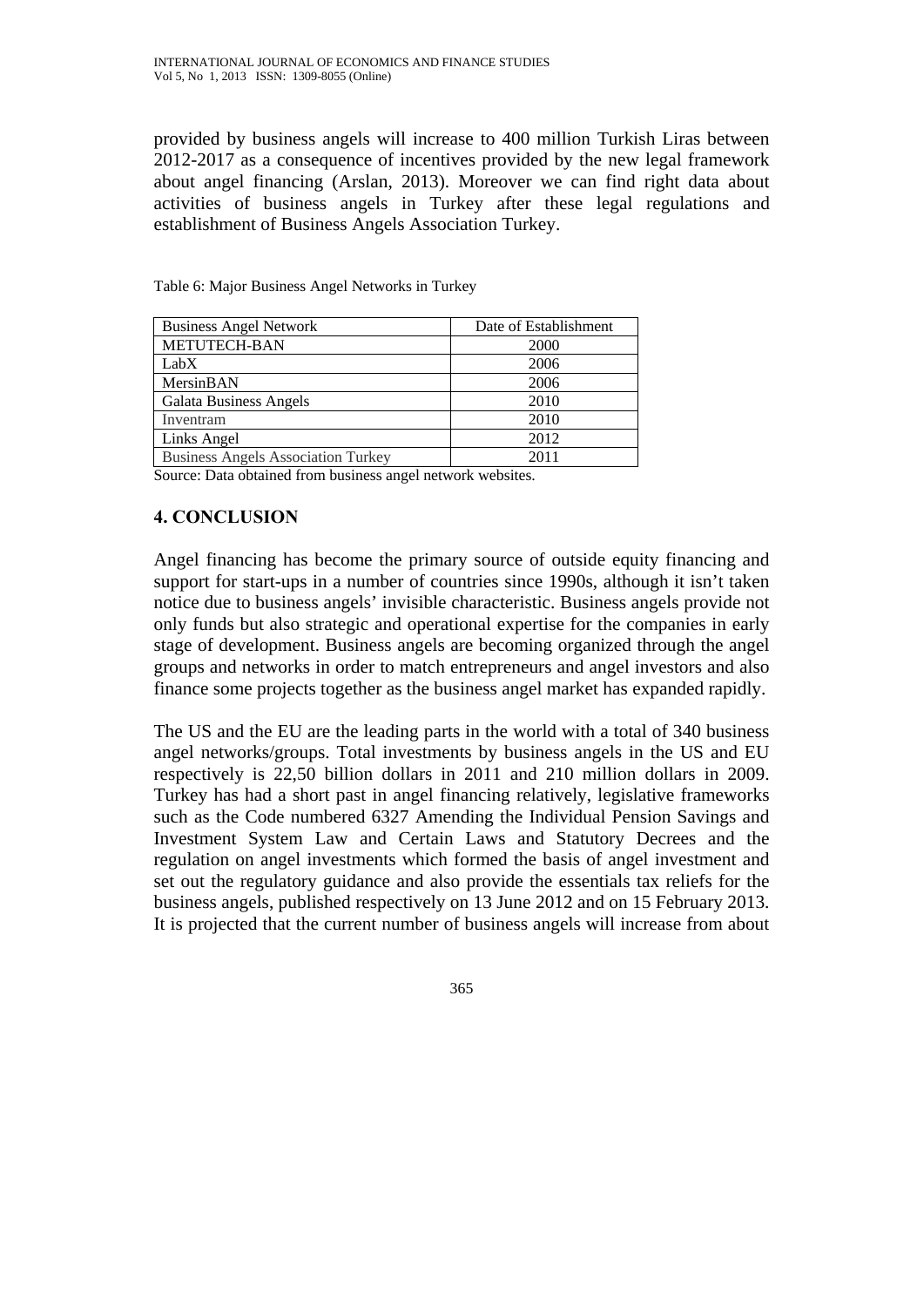provided by business angels will increase to 400 million Turkish Liras between 2012-2017 as a consequence of incentives provided by the new legal framework about angel financing (Arslan, 2013). Moreover we can find right data about activities of business angels in Turkey after these legal regulations and establishment of Business Angels Association Turkey.

Table 6: Major Business Angel Networks in Turkey

| Business Angel Network | Date of Establishment |
|---|---|
| METUTECH-BAN | 2000 |
| LabX | 2006 |
| MersinBAN | 2006 |
| Galata Business Angels | 2010 |
| Inventram | 2010 |
| Links Angel | 2012 |
| Business Angels Association Turkey | 2011 |

Source: Data obtained from business angel network websites.

## 4. CONCLUSION

Angel financing has become the primary source of outside equity financing and support for start-ups in a number of countries since 1990s, although it isn't taken notice due to business angels' invisible characteristic. Business angels provide not only funds but also strategic and operational expertise for the companies in early stage of development. Business angels are becoming organized through the angel groups and networks in order to match entrepreneurs and angel investors and also finance some projects together as the business angel market has expanded rapidly.

The US and the EU are the leading parts in the world with a total of 340 business angel networks/groups. Total investments by business angels in the US and EU respectively is 22,50 billion dollars in 2011 and 210 million dollars in 2009. Turkey has had a short past in angel financing relatively, legislative frameworks such as the Code numbered 6327 Amending the Individual Pension Savings and Investment System Law and Certain Laws and Statutory Decrees and the regulation on angel investments which formed the basis of angel investment and set out the regulatory guidance and also provide the essentials tax reliefs for the business angels, published respectively on 13 June 2012 and on 15 February 2013. It is projected that the current number of business angels will increase from about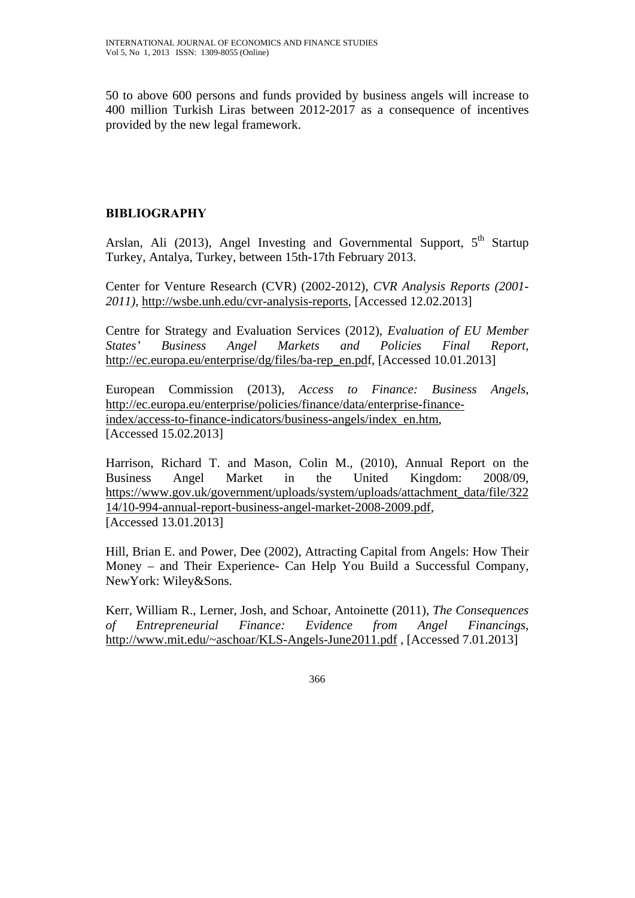50 to above 600 persons and funds provided by business angels will increase to 400 million Turkish Liras between 2012-2017 as a consequence of incentives provided by the new legal framework.

## BIBLIOGRAPHY

Arslan, Ali (2013), Angel Investing and Governmental Support, 5th Startup Turkey, Antalya, Turkey, between 15th-17th February 2013.

Center for Venture Research (CVR) (2002-2012), *CVR Analysis Reports (2001-2011)*, http://wsbe.unh.edu/cvr-analysis-reports, [Accessed 12.02.2013]

Centre for Strategy and Evaluation Services (2012), *Evaluation of EU Member States' Business Angel Markets and Policies Final Report*, http://ec.europa.eu/enterprise/dg/files/ba-rep_en.pdf, [Accessed 10.01.2013]

European Commission (2013), *Access to Finance: Business Angels*, http://ec.europa.eu/enterprise/policies/finance/data/enterprise-finance-index/access-to-finance-indicators/business-angels/index_en.htm, [Accessed 15.02.2013]

Harrison, Richard T. and Mason, Colin M., (2010), Annual Report on the Business Angel Market in the United Kingdom: 2008/09, https://www.gov.uk/government/uploads/system/uploads/attachment_data/file/32214/10-994-annual-report-business-angel-market-2008-2009.pdf, [Accessed 13.01.2013]

Hill, Brian E. and Power, Dee (2002), Attracting Capital from Angels: How Their Money – and Their Experience- Can Help You Build a Successful Company, NewYork: Wiley&Sons.

Kerr, William R., Lerner, Josh, and Schoar, Antoinette (2011), *The Consequences of Entrepreneurial Finance: Evidence from Angel Financings*, http://www.mit.edu/~aschoar/KLS-Angels-June2011.pdf , [Accessed 7.01.2013]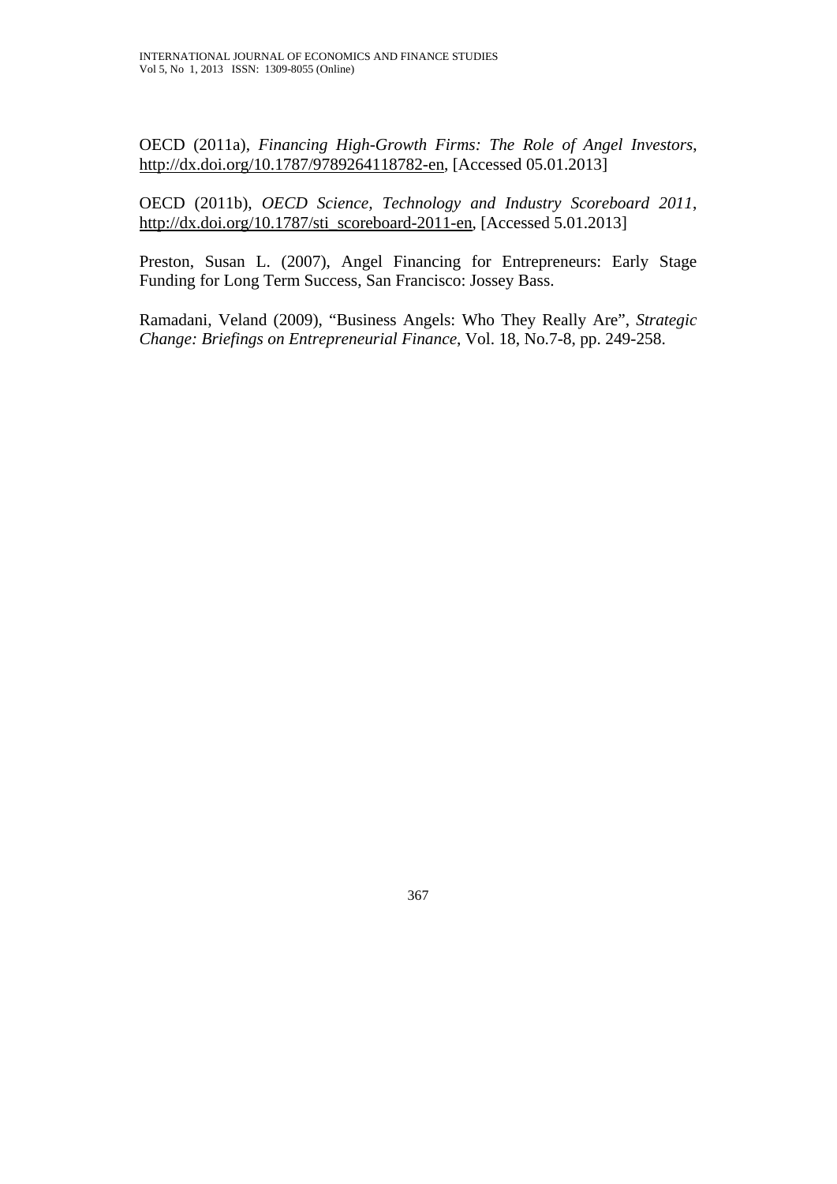OECD (2011a), *Financing High-Growth Firms: The Role of Angel Investors*, http://dx.doi.org/10.1787/9789264118782-en, [Accessed 05.01.2013]

OECD (2011b), *OECD Science, Technology and Industry Scoreboard 2011*, http://dx.doi.org/10.1787/sti_scoreboard-2011-en, [Accessed 5.01.2013]

Preston, Susan L. (2007), Angel Financing for Entrepreneurs: Early Stage Funding for Long Term Success, San Francisco: Jossey Bass.

Ramadani, Veland (2009), "Business Angels: Who They Really Are", *Strategic Change: Briefings on Entrepreneurial Finance*, Vol. 18, No.7-8, pp. 249-258.